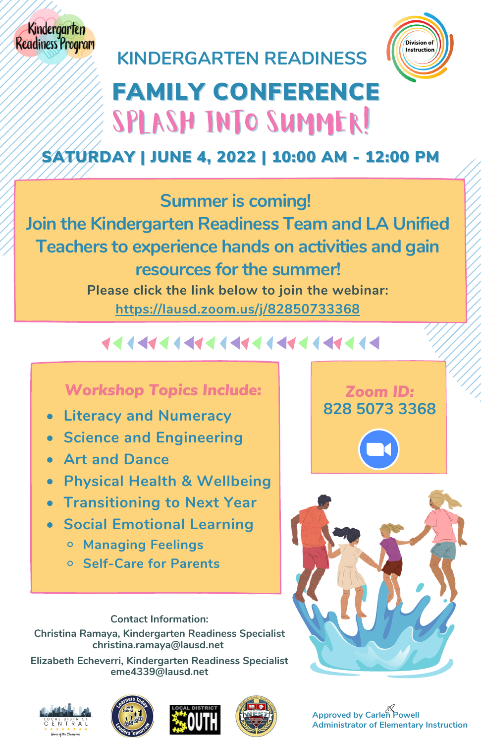Kindergarten Readiness Program

# KINDERGARTEN READINESS

# FAMILY CONFERENCE

## SPLASH INTO SUMMER!

Division of Instruction

**SATURDAY | JUNE 4, 2022 | 10:00 AM - 12:00 PM**

Summer is coming!
Join the Kindergarten Readiness Team and LA Unified Teachers to experience hands on activities and gain resources for the summer!

**Please click the link below to join the webinar:**
https://lausd.zoom.us/j/82850733368

### *Workshop Topics Include:*

- Literacy and Numeracy
- Science and Engineering
- Art and Dance
- Physical Health & Wellbeing
- Transitioning to Next Year
- Social Emotional Learning
  - Managing Feelings
  - Self-Care for Parents

***Zoom ID:***
828 5073 3368

**Contact Information:**

Christina Ramaya, Kindergarten Readiness Specialist
christina.ramaya@lausd.net

Elizabeth Echeverri, Kindergarten Readiness Specialist
eme4339@lausd.net

LOCAL DISTRICT CENTRAL | Learners Today Leaders Tomorrow | LOCAL DISTRICT SOUTH | WEST

Approved by Carlen Powell
Administrator of Elementary Instruction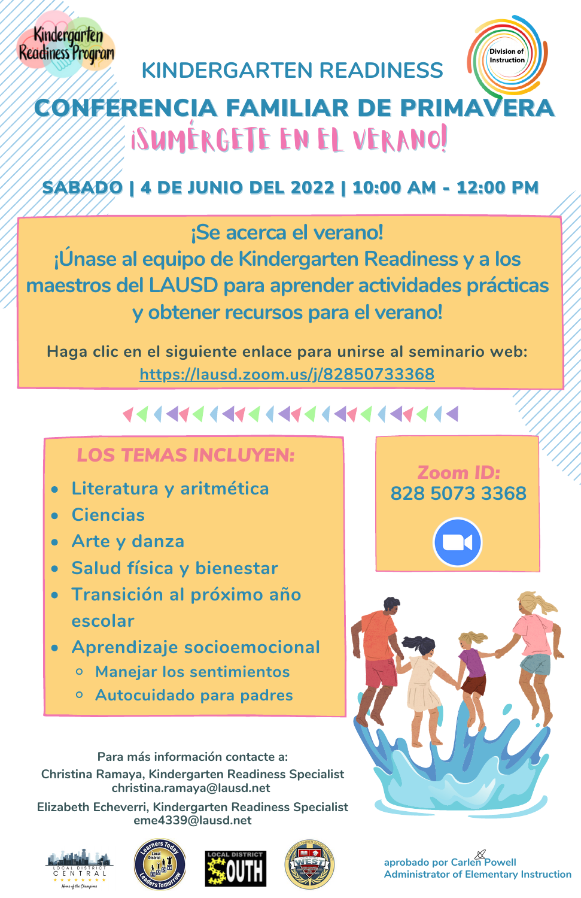Kindergarten Readiness Program

Division of Instruction

## KINDERGARTEN READINESS

# CONFERENCIA FAMILIAR DE PRIMAVERA

## ¡SUMÉRGETE EN EL VERANO!

**SABADO | 4 DE JUNIO DEL 2022 | 10:00 AM - 12:00 PM**

¡Se acerca el verano!
¡Únase al equipo de Kindergarten Readiness y a los maestros del LAUSD para aprender actividades prácticas y obtener recursos para el verano!

**Haga clic en el siguiente enlace para unirse al seminario web:**
https://lausd.zoom.us/j/82850733368

### LOS TEMAS INCLUYEN:

- Literatura y aritmética
- Ciencias
- Arte y danza
- Salud física y bienestar
- Transición al próximo año escolar
- Aprendizaje socioemocional
  - Manejar los sentimientos
  - Autocuidado para padres

**Zoom ID:**
828 5073 3368

Para más información contacte a:
Christina Ramaya, Kindergarten Readiness Specialist
christina.ramaya@lausd.net
Elizabeth Echeverri, Kindergarten Readiness Specialist
eme4339@lausd.net

LOCAL DISTRICT CENTRAL

Learners Today Leaders Tomorrow

LOCAL DISTRICT SOUTH

WEST

aprobado por Carlen Powell
Administrator of Elementary Instruction